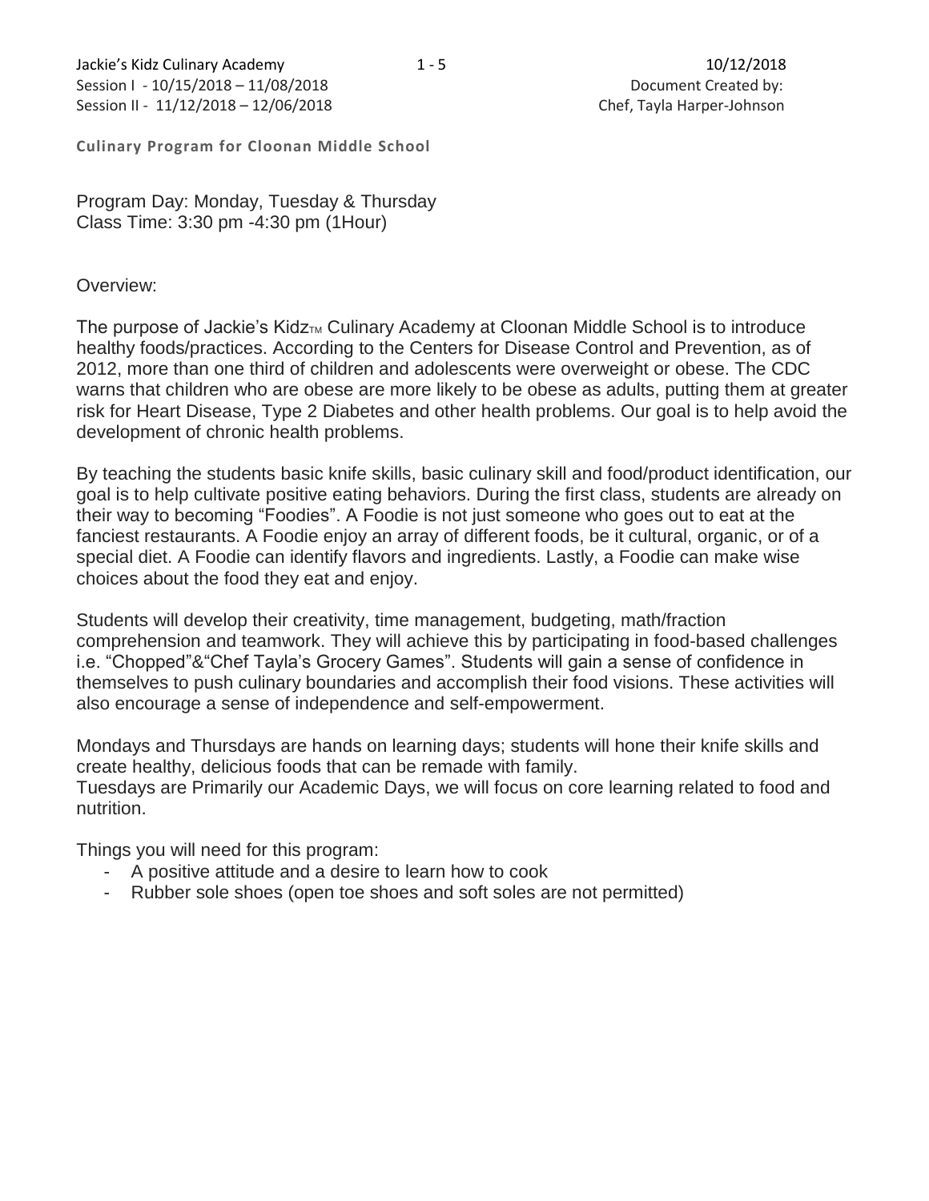Jackie's Kidz Culinary Academy
Session I - 10/15/2018 – 11/08/2018
Session II - 11/12/2018 – 12/06/2018

10/12/2018
Document Created by:
Chef, Tayla Harper-Johnson

**Culinary Program for Cloonan Middle School**

Program Day: Monday, Tuesday & Thursday
Class Time: 3:30 pm -4:30 pm (1Hour)

Overview:

The purpose of Jackie's Kidz™ Culinary Academy at Cloonan Middle School is to introduce healthy foods/practices. According to the Centers for Disease Control and Prevention, as of 2012, more than one third of children and adolescents were overweight or obese. The CDC warns that children who are obese are more likely to be obese as adults, putting them at greater risk for Heart Disease, Type 2 Diabetes and other health problems. Our goal is to help avoid the development of chronic health problems.

By teaching the students basic knife skills, basic culinary skill and food/product identification, our goal is to help cultivate positive eating behaviors. During the first class, students are already on their way to becoming "Foodies". A Foodie is not just someone who goes out to eat at the fanciest restaurants. A Foodie enjoy an array of different foods, be it cultural, organic, or of a special diet. A Foodie can identify flavors and ingredients. Lastly, a Foodie can make wise choices about the food they eat and enjoy.

Students will develop their creativity, time management, budgeting, math/fraction comprehension and teamwork. They will achieve this by participating in food-based challenges i.e. "Chopped"&"Chef Tayla's Grocery Games". Students will gain a sense of confidence in themselves to push culinary boundaries and accomplish their food visions. These activities will also encourage a sense of independence and self-empowerment.

Mondays and Thursdays are hands on learning days; students will hone their knife skills and create healthy, delicious foods that can be remade with family.
Tuesdays are Primarily our Academic Days, we will focus on core learning related to food and nutrition.

Things you will need for this program:

- A positive attitude and a desire to learn how to cook
- Rubber sole shoes (open toe shoes and soft soles are not permitted)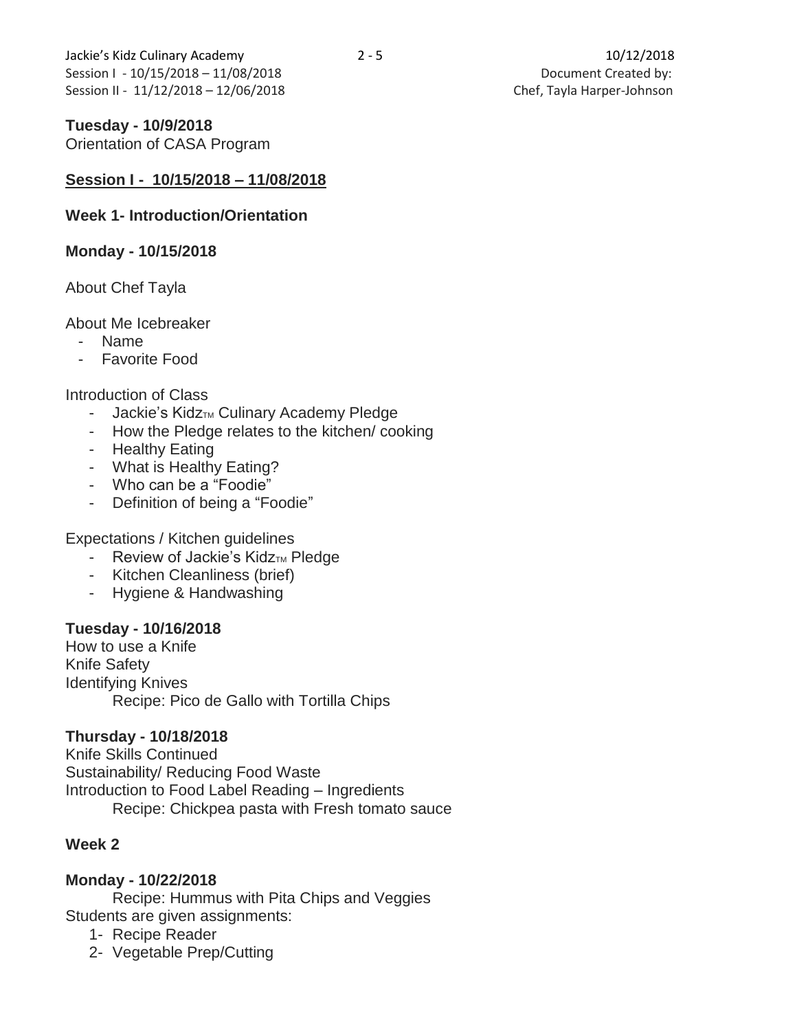**Tuesday - 10/9/2018**
Orientation of CASA Program

## Session I - 10/15/2018 – 11/08/2018

### Week 1- Introduction/Orientation

**Monday - 10/15/2018**

About Chef Tayla

About Me Icebreaker
- Name
- Favorite Food

Introduction of Class
- Jackie's Kidz™ Culinary Academy Pledge
- How the Pledge relates to the kitchen/ cooking
- Healthy Eating
- What is Healthy Eating?
- Who can be a "Foodie"
- Definition of being a "Foodie"

Expectations / Kitchen guidelines
- Review of Jackie's Kidz™ Pledge
- Kitchen Cleanliness (brief)
- Hygiene & Handwashing

**Tuesday - 10/16/2018**
How to use a Knife
Knife Safety
Identifying Knives
Recipe: Pico de Gallo with Tortilla Chips

**Thursday - 10/18/2018**
Knife Skills Continued
Sustainability/ Reducing Food Waste
Introduction to Food Label Reading – Ingredients
Recipe: Chickpea pasta with Fresh tomato sauce

### Week 2

**Monday - 10/22/2018**
Recipe: Hummus with Pita Chips and Veggies
Students are given assignments:
1- Recipe Reader
2- Vegetable Prep/Cutting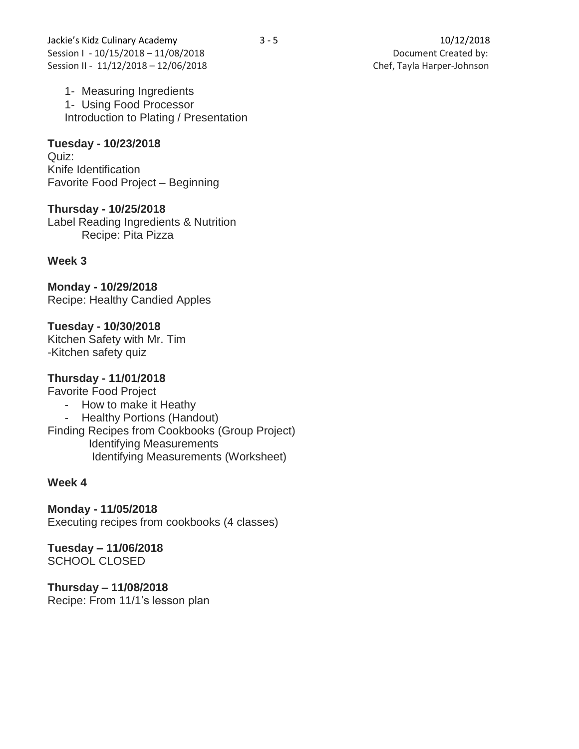1- Measuring Ingredients
1- Using Food Processor
Introduction to Plating / Presentation

**Tuesday - 10/23/2018**
Quiz:
Knife Identification
Favorite Food Project – Beginning

**Thursday - 10/25/2018**
Label Reading Ingredients & Nutrition
Recipe: Pita Pizza

**Week 3**

**Monday - 10/29/2018**
Recipe: Healthy Candied Apples

**Tuesday - 10/30/2018**
Kitchen Safety with Mr. Tim
-Kitchen safety quiz

**Thursday - 11/01/2018**
Favorite Food Project

- How to make it Heathy
- Healthy Portions (Handout)

Finding Recipes from Cookbooks (Group Project)
Identifying Measurements
Identifying Measurements (Worksheet)

**Week 4**

**Monday - 11/05/2018**
Executing recipes from cookbooks (4 classes)

**Tuesday – 11/06/2018**
SCHOOL CLOSED

**Thursday – 11/08/2018**
Recipe: From 11/1's lesson plan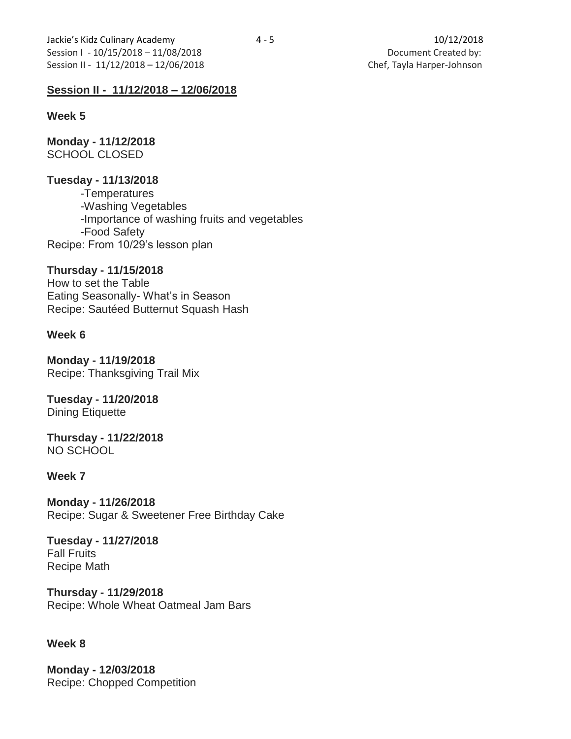## Session II - 11/12/2018 – 12/06/2018

### Week 5

**Monday - 11/12/2018**
SCHOOL CLOSED

**Tuesday - 11/13/2018**

- Temperatures
- Washing Vegetables
- Importance of washing fruits and vegetables
- Food Safety

Recipe: From 10/29's lesson plan

**Thursday - 11/15/2018**
How to set the Table
Eating Seasonally- What's in Season
Recipe: Sautéed Butternut Squash Hash

### Week 6

**Monday - 11/19/2018**
Recipe: Thanksgiving Trail Mix

**Tuesday - 11/20/2018**
Dining Etiquette

**Thursday - 11/22/2018**
NO SCHOOL

### Week 7

**Monday - 11/26/2018**
Recipe: Sugar & Sweetener Free Birthday Cake

**Tuesday - 11/27/2018**
Fall Fruits
Recipe Math

**Thursday - 11/29/2018**
Recipe: Whole Wheat Oatmeal Jam Bars

### Week 8

**Monday - 12/03/2018**
Recipe: Chopped Competition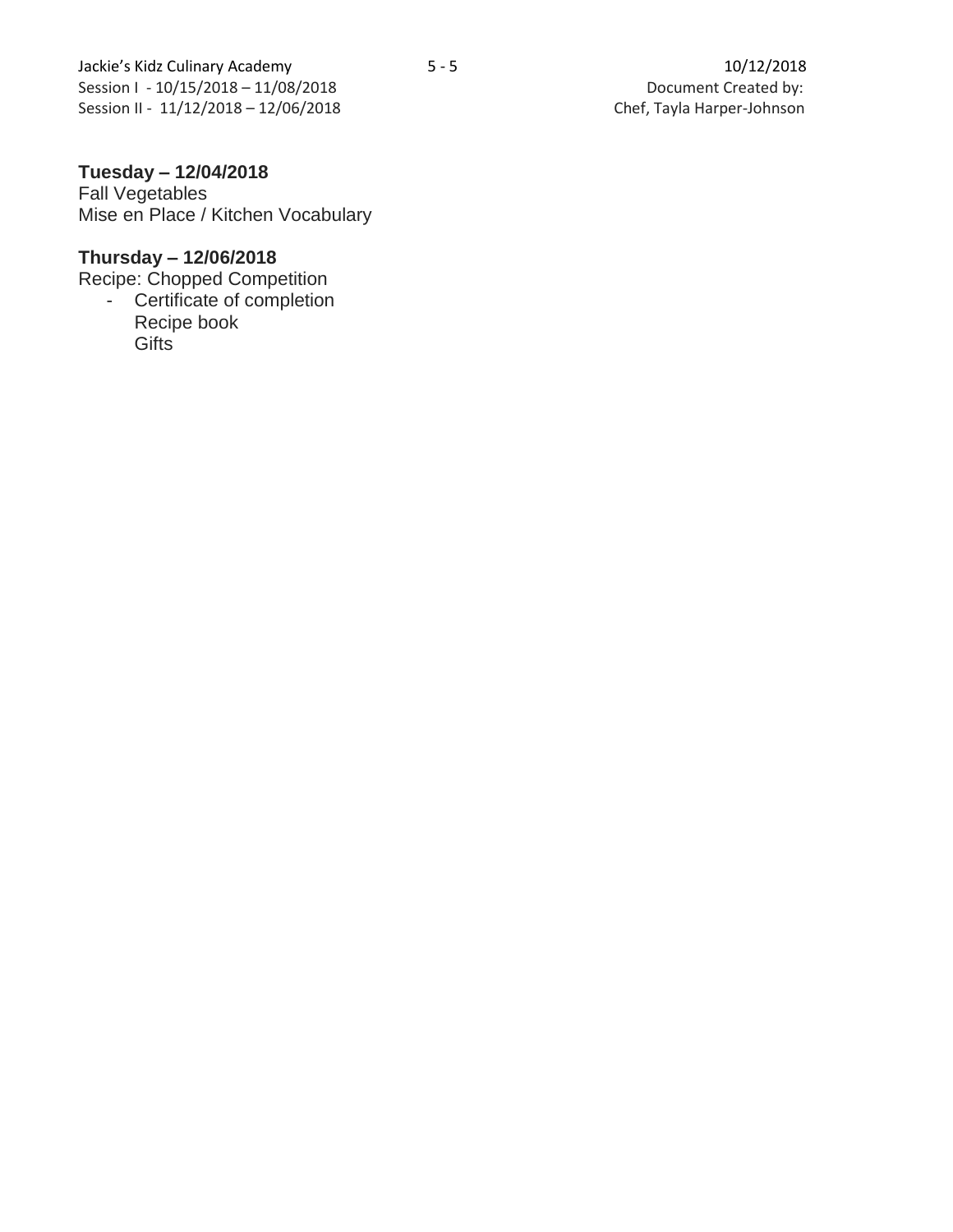**Tuesday – 12/04/2018**

Fall Vegetables

Mise en Place / Kitchen Vocabulary

**Thursday – 12/06/2018**

Recipe: Chopped Competition

- Certificate of completion
  Recipe book
  Gifts